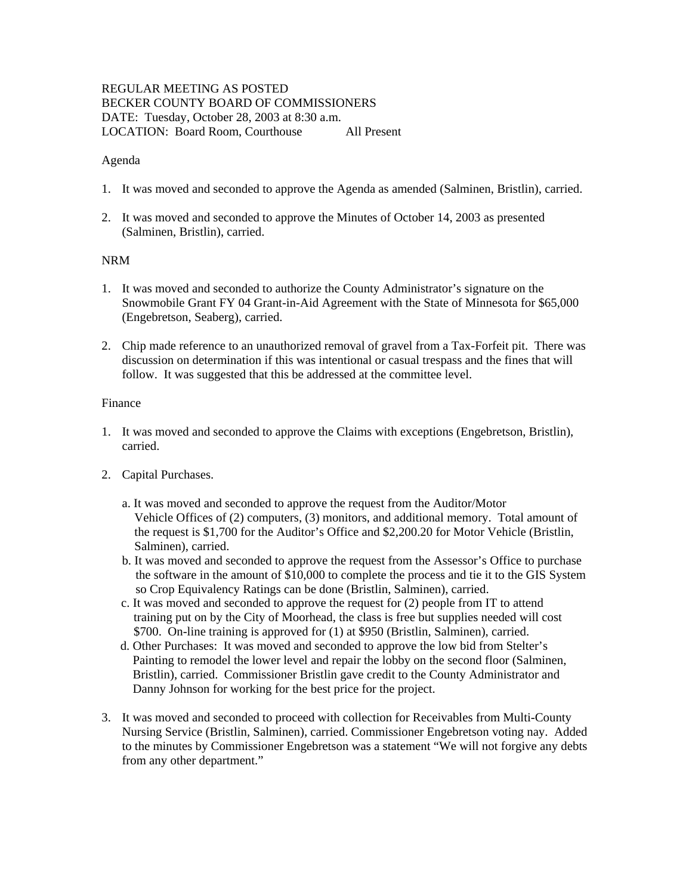REGULAR MEETING AS POSTED
BECKER COUNTY BOARD OF COMMISSIONERS
DATE: Tuesday, October 28, 2003 at 8:30 a.m.
LOCATION: Board Room, Courthouse All Present

Agenda

1. It was moved and seconded to approve the Agenda as amended (Salminen, Bristlin), carried.

2. It was moved and seconded to approve the Minutes of October 14, 2003 as presented (Salminen, Bristlin), carried.

NRM

1. It was moved and seconded to authorize the County Administrator's signature on the Snowmobile Grant FY 04 Grant-in-Aid Agreement with the State of Minnesota for $65,000 (Engebretson, Seaberg), carried.

2. Chip made reference to an unauthorized removal of gravel from a Tax-Forfeit pit. There was discussion on determination if this was intentional or casual trespass and the fines that will follow. It was suggested that this be addressed at the committee level.

Finance

1. It was moved and seconded to approve the Claims with exceptions (Engebretson, Bristlin), carried.

2. Capital Purchases.

   a. It was moved and seconded to approve the request from the Auditor/Motor Vehicle Offices of (2) computers, (3) monitors, and additional memory. Total amount of the request is $1,700 for the Auditor's Office and $2,200.20 for Motor Vehicle (Bristlin, Salminen), carried.
   b. It was moved and seconded to approve the request from the Assessor's Office to purchase the software in the amount of $10,000 to complete the process and tie it to the GIS System so Crop Equivalency Ratings can be done (Bristlin, Salminen), carried.
   c. It was moved and seconded to approve the request for (2) people from IT to attend training put on by the City of Moorhead, the class is free but supplies needed will cost $700. On-line training is approved for (1) at $950 (Bristlin, Salminen), carried.
   d. Other Purchases: It was moved and seconded to approve the low bid from Stelter's Painting to remodel the lower level and repair the lobby on the second floor (Salminen, Bristlin), carried. Commissioner Bristlin gave credit to the County Administrator and Danny Johnson for working for the best price for the project.

3. It was moved and seconded to proceed with collection for Receivables from Multi-County Nursing Service (Bristlin, Salminen), carried. Commissioner Engebretson voting nay. Added to the minutes by Commissioner Engebretson was a statement "We will not forgive any debts from any other department."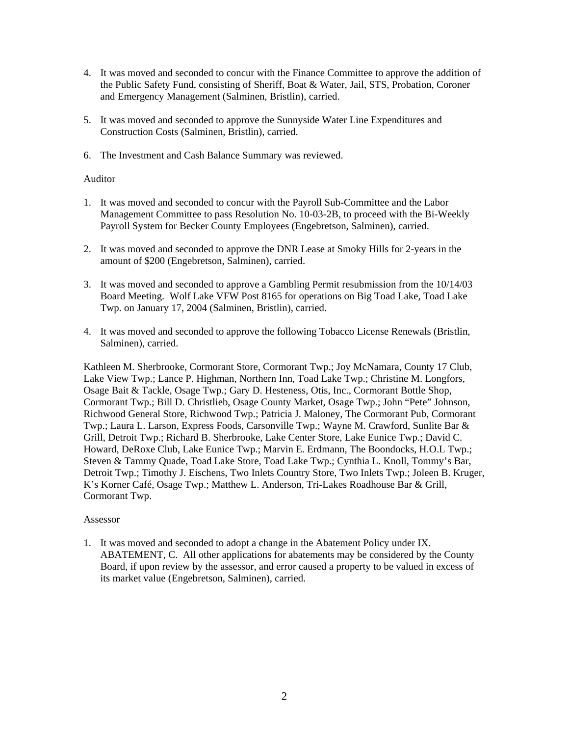4. It was moved and seconded to concur with the Finance Committee to approve the addition of the Public Safety Fund, consisting of Sheriff, Boat & Water, Jail, STS, Probation, Coroner and Emergency Management (Salminen, Bristlin), carried.

5. It was moved and seconded to approve the Sunnyside Water Line Expenditures and Construction Costs (Salminen, Bristlin), carried.

6. The Investment and Cash Balance Summary was reviewed.

Auditor

1. It was moved and seconded to concur with the Payroll Sub-Committee and the Labor Management Committee to pass Resolution No. 10-03-2B, to proceed with the Bi-Weekly Payroll System for Becker County Employees (Engebretson, Salminen), carried.

2. It was moved and seconded to approve the DNR Lease at Smoky Hills for 2-years in the amount of $200 (Engebretson, Salminen), carried.

3. It was moved and seconded to approve a Gambling Permit resubmission from the 10/14/03 Board Meeting. Wolf Lake VFW Post 8165 for operations on Big Toad Lake, Toad Lake Twp. on January 17, 2004 (Salminen, Bristlin), carried.

4. It was moved and seconded to approve the following Tobacco License Renewals (Bristlin, Salminen), carried.

Kathleen M. Sherbrooke, Cormorant Store, Cormorant Twp.; Joy McNamara, County 17 Club, Lake View Twp.; Lance P. Highman, Northern Inn, Toad Lake Twp.; Christine M. Longfors, Osage Bait & Tackle, Osage Twp.; Gary D. Hesteness, Otis, Inc., Cormorant Bottle Shop, Cormorant Twp.; Bill D. Christlieb, Osage County Market, Osage Twp.; John “Pete” Johnson, Richwood General Store, Richwood Twp.; Patricia J. Maloney, The Cormorant Pub, Cormorant Twp.; Laura L. Larson, Express Foods, Carsonville Twp.; Wayne M. Crawford, Sunlite Bar & Grill, Detroit Twp.; Richard B. Sherbrooke, Lake Center Store, Lake Eunice Twp.; David C. Howard, DeRoxe Club, Lake Eunice Twp.; Marvin E. Erdmann, The Boondocks, H.O.L Twp.; Steven & Tammy Quade, Toad Lake Store, Toad Lake Twp.; Cynthia L. Knoll, Tommy’s Bar, Detroit Twp.; Timothy J. Eischens, Two Inlets Country Store, Two Inlets Twp.; Joleen B. Kruger, K’s Korner Café, Osage Twp.; Matthew L. Anderson, Tri-Lakes Roadhouse Bar & Grill, Cormorant Twp.

Assessor

1. It was moved and seconded to adopt a change in the Abatement Policy under IX. ABATEMENT, C. All other applications for abatements may be considered by the County Board, if upon review by the assessor, and error caused a property to be valued in excess of its market value (Engebretson, Salminen), carried.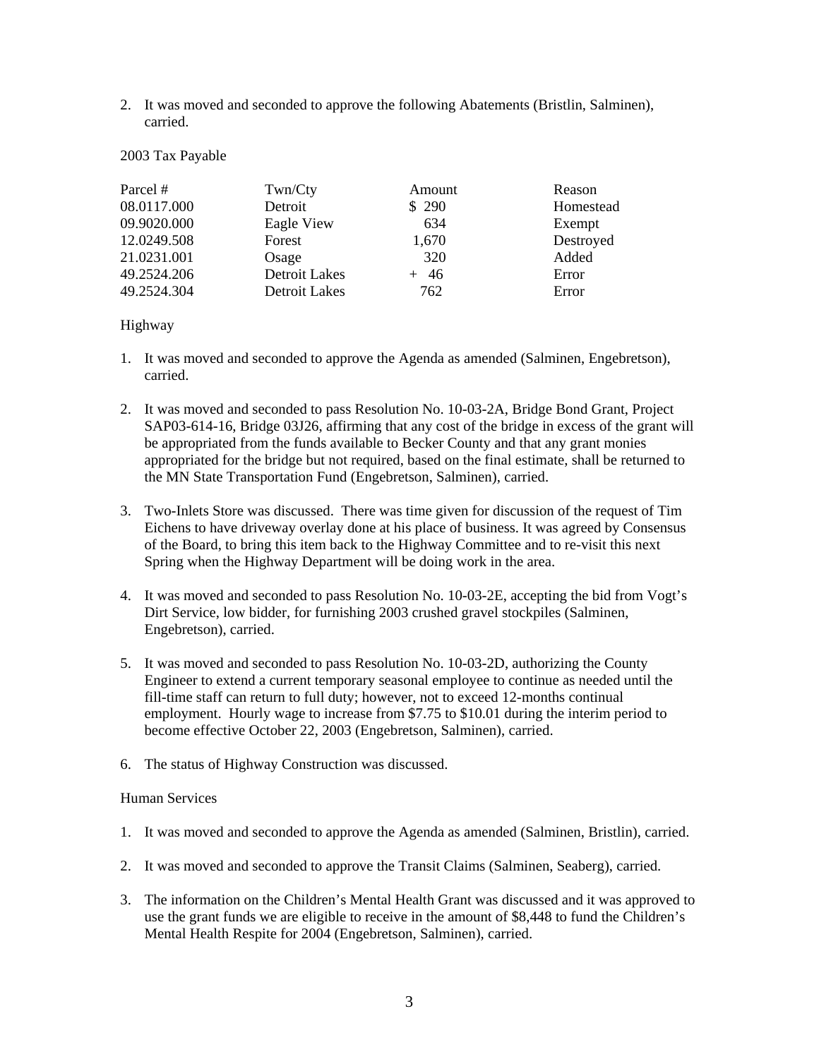2. It was moved and seconded to approve the following Abatements (Bristlin, Salminen), carried.

2003 Tax Payable

| Parcel # | Twn/Cty | Amount | Reason |
|---|---|---|---|
| 08.0117.000 | Detroit | $ 290 | Homestead |
| 09.9020.000 | Eagle View | 634 | Exempt |
| 12.0249.508 | Forest | 1,670 | Destroyed |
| 21.0231.001 | Osage | 320 | Added |
| 49.2524.206 | Detroit Lakes | + 46 | Error |
| 49.2524.304 | Detroit Lakes | 762 | Error |

Highway

1. It was moved and seconded to approve the Agenda as amended (Salminen, Engebretson), carried.

2. It was moved and seconded to pass Resolution No. 10-03-2A, Bridge Bond Grant, Project SAP03-614-16, Bridge 03J26, affirming that any cost of the bridge in excess of the grant will be appropriated from the funds available to Becker County and that any grant monies appropriated for the bridge but not required, based on the final estimate, shall be returned to the MN State Transportation Fund (Engebretson, Salminen), carried.

3. Two-Inlets Store was discussed. There was time given for discussion of the request of Tim Eichens to have driveway overlay done at his place of business. It was agreed by Consensus of the Board, to bring this item back to the Highway Committee and to re-visit this next Spring when the Highway Department will be doing work in the area.

4. It was moved and seconded to pass Resolution No. 10-03-2E, accepting the bid from Vogt's Dirt Service, low bidder, for furnishing 2003 crushed gravel stockpiles (Salminen, Engebretson), carried.

5. It was moved and seconded to pass Resolution No. 10-03-2D, authorizing the County Engineer to extend a current temporary seasonal employee to continue as needed until the fill-time staff can return to full duty; however, not to exceed 12-months continual employment. Hourly wage to increase from $7.75 to $10.01 during the interim period to become effective October 22, 2003 (Engebretson, Salminen), carried.

6. The status of Highway Construction was discussed.

Human Services

1. It was moved and seconded to approve the Agenda as amended (Salminen, Bristlin), carried.

2. It was moved and seconded to approve the Transit Claims (Salminen, Seaberg), carried.

3. The information on the Children's Mental Health Grant was discussed and it was approved to use the grant funds we are eligible to receive in the amount of $8,448 to fund the Children's Mental Health Respite for 2004 (Engebretson, Salminen), carried.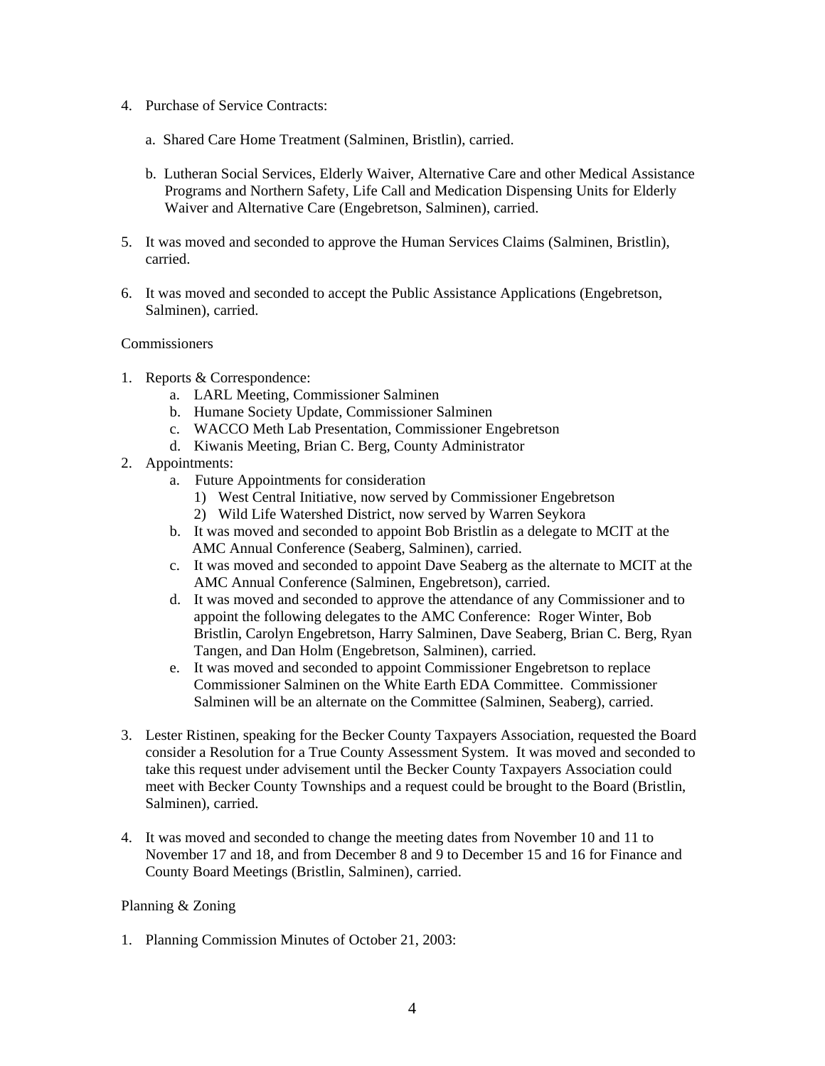4. Purchase of Service Contracts:

   a. Shared Care Home Treatment (Salminen, Bristlin), carried.

   b. Lutheran Social Services, Elderly Waiver, Alternative Care and other Medical Assistance Programs and Northern Safety, Life Call and Medication Dispensing Units for Elderly Waiver and Alternative Care (Engebretson, Salminen), carried.

5. It was moved and seconded to approve the Human Services Claims (Salminen, Bristlin), carried.

6. It was moved and seconded to accept the Public Assistance Applications (Engebretson, Salminen), carried.

Commissioners

1. Reports & Correspondence:
   a. LARL Meeting, Commissioner Salminen
   b. Humane Society Update, Commissioner Salminen
   c. WACCO Meth Lab Presentation, Commissioner Engebretson
   d. Kiwanis Meeting, Brian C. Berg, County Administrator
2. Appointments:
   a. Future Appointments for consideration
      1) West Central Initiative, now served by Commissioner Engebretson
      2) Wild Life Watershed District, now served by Warren Seykora
   b. It was moved and seconded to appoint Bob Bristlin as a delegate to MCIT at the AMC Annual Conference (Seaberg, Salminen), carried.
   c. It was moved and seconded to appoint Dave Seaberg as the alternate to MCIT at the AMC Annual Conference (Salminen, Engebretson), carried.
   d. It was moved and seconded to approve the attendance of any Commissioner and to appoint the following delegates to the AMC Conference: Roger Winter, Bob Bristlin, Carolyn Engebretson, Harry Salminen, Dave Seaberg, Brian C. Berg, Ryan Tangen, and Dan Holm (Engebretson, Salminen), carried.
   e. It was moved and seconded to appoint Commissioner Engebretson to replace Commissioner Salminen on the White Earth EDA Committee. Commissioner Salminen will be an alternate on the Committee (Salminen, Seaberg), carried.

3. Lester Ristinen, speaking for the Becker County Taxpayers Association, requested the Board consider a Resolution for a True County Assessment System. It was moved and seconded to take this request under advisement until the Becker County Taxpayers Association could meet with Becker County Townships and a request could be brought to the Board (Bristlin, Salminen), carried.

4. It was moved and seconded to change the meeting dates from November 10 and 11 to November 17 and 18, and from December 8 and 9 to December 15 and 16 for Finance and County Board Meetings (Bristlin, Salminen), carried.

Planning & Zoning

1. Planning Commission Minutes of October 21, 2003: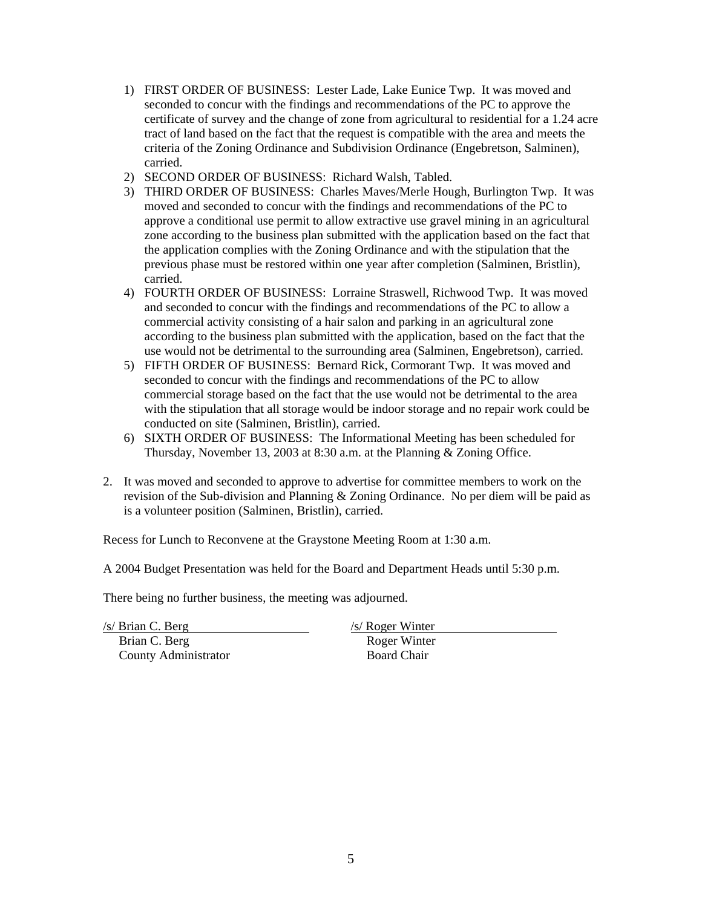1) FIRST ORDER OF BUSINESS: Lester Lade, Lake Eunice Twp. It was moved and seconded to concur with the findings and recommendations of the PC to approve the certificate of survey and the change of zone from agricultural to residential for a 1.24 acre tract of land based on the fact that the request is compatible with the area and meets the criteria of the Zoning Ordinance and Subdivision Ordinance (Engebretson, Salminen), carried.
2) SECOND ORDER OF BUSINESS: Richard Walsh, Tabled.
3) THIRD ORDER OF BUSINESS: Charles Maves/Merle Hough, Burlington Twp. It was moved and seconded to concur with the findings and recommendations of the PC to approve a conditional use permit to allow extractive use gravel mining in an agricultural zone according to the business plan submitted with the application based on the fact that the application complies with the Zoning Ordinance and with the stipulation that the previous phase must be restored within one year after completion (Salminen, Bristlin), carried.
4) FOURTH ORDER OF BUSINESS: Lorraine Straswell, Richwood Twp. It was moved and seconded to concur with the findings and recommendations of the PC to allow a commercial activity consisting of a hair salon and parking in an agricultural zone according to the business plan submitted with the application, based on the fact that the use would not be detrimental to the surrounding area (Salminen, Engebretson), carried.
5) FIFTH ORDER OF BUSINESS: Bernard Rick, Cormorant Twp. It was moved and seconded to concur with the findings and recommendations of the PC to allow commercial storage based on the fact that the use would not be detrimental to the area with the stipulation that all storage would be indoor storage and no repair work could be conducted on site (Salminen, Bristlin), carried.
6) SIXTH ORDER OF BUSINESS: The Informational Meeting has been scheduled for Thursday, November 13, 2003 at 8:30 a.m. at the Planning & Zoning Office.

2. It was moved and seconded to approve to advertise for committee members to work on the revision of the Sub-division and Planning & Zoning Ordinance. No per diem will be paid as is a volunteer position (Salminen, Bristlin), carried.

Recess for Lunch to Reconvene at the Graystone Meeting Room at 1:30 a.m.

A 2004 Budget Presentation was held for the Board and Department Heads until 5:30 p.m.

There being no further business, the meeting was adjourned.

| | |
|---|---|
| /s/ Brian C. Berg | /s/ Roger Winter |
| Brian C. Berg | Roger Winter |
| County Administrator | Board Chair |